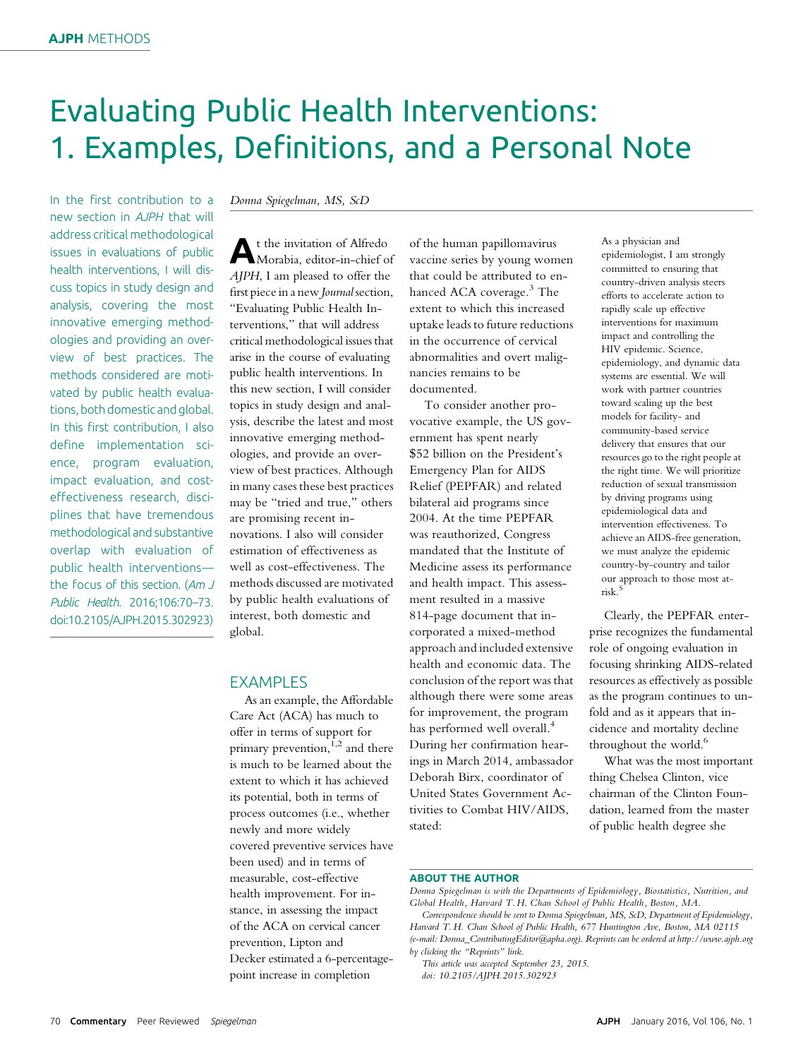# Evaluating Public Health Interventions: 1. Examples, Definitions, and a Personal Note

In the first contribution to a new section in *AJPH* that will address critical methodological issues in evaluations of public health interventions, I will discuss topics in study design and analysis, covering the most innovative emerging methodologies and providing an overview of best practices. The methods considered are motivated by public health evaluations, both domestic and global. In this first contribution, I also define implementation science, program evaluation, impact evaluation, and cost-effectiveness research, disciplines that have tremendous methodological and substantive overlap with evaluation of public health interventions—the focus of this section. (*Am J Public Health.* 2016;106:70–73. doi:10.2105/AJPH.2015.302923)

*Donna Spiegelman, MS, ScD*

At the invitation of Alfredo Morabia, editor-in-chief of *AJPH*, I am pleased to offer the first piece in a new *Journal* section, "Evaluating Public Health Interventions," that will address critical methodological issues that arise in the course of evaluating public health interventions. In this new section, I will consider topics in study design and analysis, describe the latest and most innovative emerging methodologies, and provide an overview of best practices. Although in many cases these best practices may be "tried and true," others are promising recent innovations. I also will consider estimation of effectiveness as well as cost-effectiveness. The methods discussed are motivated by public health evaluations of interest, both domestic and global.

## EXAMPLES

As an example, the Affordable Care Act (ACA) has much to offer in terms of support for primary prevention,[1,2] and there is much to be learned about the extent to which it has achieved its potential, both in terms of process outcomes (i.e., whether newly and more widely covered preventive services have been used) and in terms of measurable, cost-effective health improvement. For instance, in assessing the impact of the ACA on cervical cancer prevention, Lipton and Decker estimated a 6-percentage-point increase in completion of the human papillomavirus vaccine series by young women that could be attributed to enhanced ACA coverage.[3] The extent to which this increased uptake leads to future reductions in the occurrence of cervical abnormalities and overt malignancies remains to be documented.

To consider another provocative example, the US government has spent nearly $52 billion on the President's Emergency Plan for AIDS Relief (PEPFAR) and related bilateral aid programs since 2004. At the time PEPFAR was reauthorized, Congress mandated that the Institute of Medicine assess its performance and health impact. This assessment resulted in a massive 814-page document that incorporated a mixed-method approach and included extensive health and economic data. The conclusion of the report was that although there were some areas for improvement, the program has performed well overall.[4] During her confirmation hearings in March 2014, ambassador Deborah Birx, coordinator of United States Government Activities to Combat HIV/AIDS, stated:

> As a physician and epidemiologist, I am strongly committed to ensuring that country-driven analysis steers efforts to accelerate action to rapidly scale up effective interventions for maximum impact and controlling the HIV epidemic. Science, epidemiology, and dynamic data systems are essential. We will work with partner countries toward scaling up the best models for facility- and community-based service delivery that ensures that our resources go to the right people at the right time. We will prioritize reduction of sexual transmission by driving programs using epidemiological data and intervention effectiveness. To achieve an AIDS-free generation, we must analyze the epidemic country-by-country and tailor our approach to those most at-risk.[5]

Clearly, the PEPFAR enterprise recognizes the fundamental role of ongoing evaluation in focusing shrinking AIDS-related resources as effectively as possible as the program continues to unfold and as it appears that incidence and mortality decline throughout the world.[6]

What was the most important thing Chelsea Clinton, vice chairman of the Clinton Foundation, learned from the master of public health degree she

**ABOUT THE AUTHOR**

*Donna Spiegelman is with the Departments of Epidemiology, Biostatistics, Nutrition, and Global Health, Harvard T. H. Chan School of Public Health, Boston, MA.*

*Correspondence should be sent to Donna Spiegelman, MS, ScD, Department of Epidemiology, Harvard T. H. Chan School of Public Health, 677 Huntington Ave, Boston, MA 02115 (e-mail: Donna_ContributingEditor@apha.org). Reprints can be ordered at http://www.ajph.org by clicking the "Reprints" link.*

*This article was accepted September 23, 2015.*

*doi: 10.2105/AJPH.2015.302923*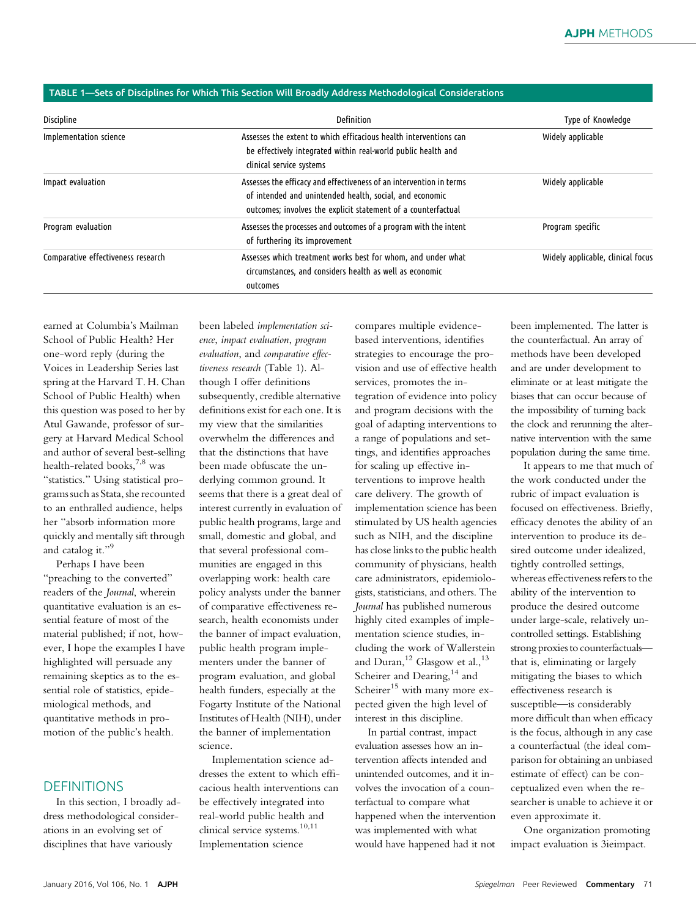**TABLE 1—Sets of Disciplines for Which This Section Will Broadly Address Methodological Considerations**

| Discipline | Definition | Type of Knowledge |
|---|---|---|
| Implementation science | Assesses the extent to which efficacious health interventions can be effectively integrated within real-world public health and clinical service systems | Widely applicable |
| Impact evaluation | Assesses the efficacy and effectiveness of an intervention in terms of intended and unintended health, social, and economic outcomes; involves the explicit statement of a counterfactual | Widely applicable |
| Program evaluation | Assesses the processes and outcomes of a program with the intent of furthering its improvement | Program specific |
| Comparative effectiveness research | Assesses which treatment works best for whom, and under what circumstances, and considers health as well as economic outcomes | Widely applicable, clinical focus |

earned at Columbia's Mailman School of Public Health? Her one-word reply (during the Voices in Leadership Series last spring at the Harvard T. H. Chan School of Public Health) when this question was posed to her by Atul Gawande, professor of surgery at Harvard Medical School and author of several best-selling health-related books,[7,8] was "statistics." Using statistical programs such as Stata, she recounted to an enthralled audience, helps her "absorb information more quickly and mentally sift through and catalog it."[9]

Perhaps I have been "preaching to the converted" readers of the *Journal*, wherein quantitative evaluation is an essential feature of most of the material published; if not, however, I hope the examples I have highlighted will persuade any remaining skeptics as to the essential role of statistics, epidemiological methods, and quantitative methods in promotion of the public's health.

## DEFINITIONS

In this section, I broadly address methodological considerations in an evolving set of disciplines that have variously been labeled *implementation science*, *impact evaluation*, *program evaluation*, and *comparative effectiveness research* (Table 1). Although I offer definitions subsequently, credible alternative definitions exist for each one. It is my view that the similarities overwhelm the differences and that the distinctions that have been made obfuscate the underlying common ground. It seems that there is a great deal of interest currently in evaluation of public health programs, large and small, domestic and global, and that several professional communities are engaged in this overlapping work: health care policy analysts under the banner of comparative effectiveness research, health economists under the banner of impact evaluation, public health program implementers under the banner of program evaluation, and global health funders, especially at the Fogarty Institute of the National Institutes of Health (NIH), under the banner of implementation science.

Implementation science addresses the extent to which efficacious health interventions can be effectively integrated into real-world public health and clinical service systems.[10,11] Implementation science compares multiple evidence-based interventions, identifies strategies to encourage the provision and use of effective health services, promotes the integration of evidence into policy and program decisions with the goal of adapting interventions to a range of populations and settings, and identifies approaches for scaling up effective interventions to improve health care delivery. The growth of implementation science has been stimulated by US health agencies such as NIH, and the discipline has close links to the public health community of physicians, health care administrators, epidemiologists, statisticians, and others. The *Journal* has published numerous highly cited examples of implementation science studies, including the work of Wallerstein and Duran,[12] Glasgow et al.,[13] Scheirer and Dearing,[14] and Scheirer[15] with many more expected given the high level of interest in this discipline.

In partial contrast, impact evaluation assesses how an intervention affects intended and unintended outcomes, and it involves the invocation of a counterfactual to compare what happened when the intervention was implemented with what would have happened had it not been implemented. The latter is the counterfactual. An array of methods have been developed and are under development to eliminate or at least mitigate the biases that can occur because of the impossibility of turning back the clock and rerunning the alternative intervention with the same population during the same time.

It appears to me that much of the work conducted under the rubric of impact evaluation is focused on effectiveness. Briefly, efficacy denotes the ability of an intervention to produce its desired outcome under idealized, tightly controlled settings, whereas effectiveness refers to the ability of the intervention to produce the desired outcome under large-scale, relatively uncontrolled settings. Establishing strong proxies to counterfactuals—that is, eliminating or largely mitigating the biases to which effectiveness research is susceptible—is considerably more difficult than when efficacy is the focus, although in any case a counterfactual (the ideal comparison for obtaining an unbiased estimate of effect) can be conceptualized even when the researcher is unable to achieve it or even approximate it.

One organization promoting impact evaluation is 3ieimpact.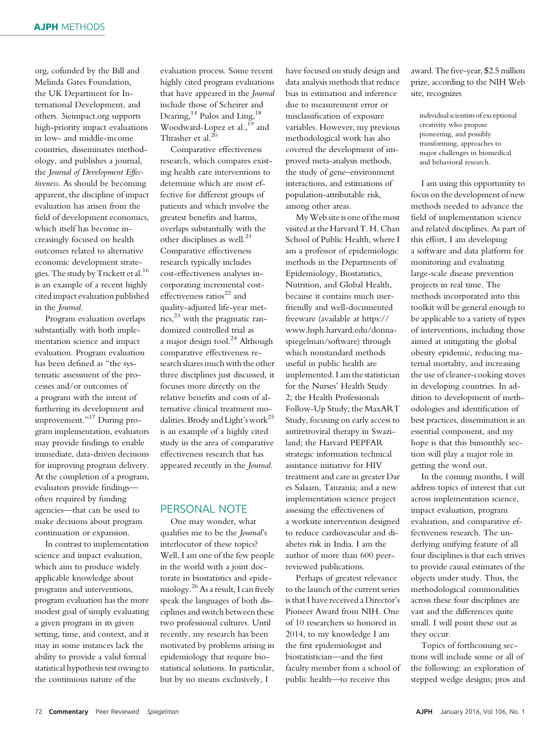org, cofunded by the Bill and Melinda Gates Foundation, the UK Department for International Development, and others. 3ieimpact.org supports high-priority impact evaluations in low- and middle-income countries, disseminates methodology, and publishes a journal, the *Journal of Development Effectiveness*. As should be becoming apparent, the discipline of impact evaluation has arisen from the field of development economics, which itself has become increasingly focused on health outcomes related to alternative economic development strategies. The study by Trickett et al.[16] is an example of a recent highly cited impact evaluation published in the *Journal*.

Program evaluation overlaps substantially with both implementation science and impact evaluation. Program evaluation has been defined as "the systematic assessment of the processes and/or outcomes of a program with the intent of furthering its development and improvement."[17] During program implementation, evaluators may provide findings to enable immediate, data-driven decisions for improving program delivery. At the completion of a program, evaluators provide findings—often required by funding agencies—that can be used to make decisions about program continuation or expansion.

In contrast to implementation science and impact evaluation, which aim to produce widely applicable knowledge about programs and interventions, program evaluation has the more modest goal of simply evaluating a given program in its given setting, time, and context, and it may in some instances lack the ability to provide a valid formal statistical hypothesis test owing to the continuous nature of the evaluation process. Some recent highly cited program evaluations that have appeared in the *Journal* include those of Scheirer and Dearing,[14] Pulos and Ling,[18] Woodward-Lopez et al.,[19] and Thrasher et al.[20]

Comparative effectiveness research, which compares existing health care interventions to determine which are most effective for different groups of patients and which involve the greatest benefits and harms, overlaps substantially with the other disciplines as well.[21] Comparative effectiveness research typically includes cost-effectiveness analyses incorporating incremental cost-effectiveness ratios[22] and quality-adjusted life-year metrics,[23] with the pragmatic randomized controlled trial as a major design tool.[24] Although comparative effectiveness research shares much with the other three disciplines just discussed, it focuses more directly on the relative benefits and costs of alternative clinical treatment modalities. Brody and Light's work[25] is an example of a highly cited study in the area of comparative effectiveness research that has appeared recently in the *Journal*.

## PERSONAL NOTE

One may wonder, what qualifies me to be the *Journal*'s interlocutor of these topics? Well, I am one of the few people in the world with a joint doctorate in biostatistics and epidemiology.[26] As a result, I can freely speak the languages of both disciplines and switch between these two professional cultures. Until recently, my research has been motivated by problems arising in epidemiology that require biostatistical solutions. In particular, but by no means exclusively, I have focused on study design and data analysis methods that reduce bias in estimation and inference due to measurement error or misclassification of exposure variables. However, my previous methodological work has also covered the development of improved meta-analysis methods, the study of gene–environment interactions, and estimations of population-attributable risk, among other areas.

My Web site is one of the most visited at the Harvard T. H. Chan School of Public Health, where I am a professor of epidemiologic methods in the Departments of Epidemiology, Biostatistics, Nutrition, and Global Health, because it contains much user-friendly and well-documented freeware (available at https://www.hsph.harvard.edu/donna-spiegelman/software) through which nonstandard methods useful in public health are implemented. I am the statistician for the Nurses' Health Study 2; the Health Professionals Follow-Up Study; the MaxART Study, focusing on early access to antiretroviral therapy in Swaziland; the Harvard PEPFAR strategic information technical assistance initiative for HIV treatment and care in greater Dar es Salaam, Tanzania; and a new implementation science project assessing the effectiveness of a worksite intervention designed to reduce cardiovascular and diabetes risk in India. I am the author of more than 600 peer-reviewed publications.

Perhaps of greatest relevance to the launch of the current series is that I have received a Director's Pioneer Award from NIH. One of 10 researchers so honored in 2014, to my knowledge I am the first epidemiologist and biostatistician—and the first faculty member from a school of public health—to receive this award. The five-year, $2.5 million prize, according to the NIH Web site, recognizes

> individual scientists of exceptional creativity who propose pioneering, and possibly transforming, approaches to major challenges in biomedical and behavioral research.

I am using this opportunity to focus on the development of new methods needed to advance the field of implementation science and related disciplines. As part of this effort, I am developing a software and data platform for monitoring and evaluating large-scale disease prevention projects in real time. The methods incorporated into this toolkit will be general enough to be applicable to a variety of types of interventions, including those aimed at mitigating the global obesity epidemic, reducing maternal mortality, and increasing the use of cleaner-cooking stoves in developing countries. In addition to development of methodologies and identification of best practices, dissemination is an essential component, and my hope is that this bimonthly section will play a major role in getting the word out.

In the coming months, I will address topics of interest that cut across implementation science, impact evaluation, program evaluation, and comparative effectiveness research. The underlying unifying feature of all four disciplines is that each strives to provide causal estimates of the objects under study. Thus, the methodological commonalities across these four disciplines are vast and the differences quite small. I will point these out as they occur.

Topics of forthcoming sections will include some or all of the following: an exploration of stepped wedge designs; pros and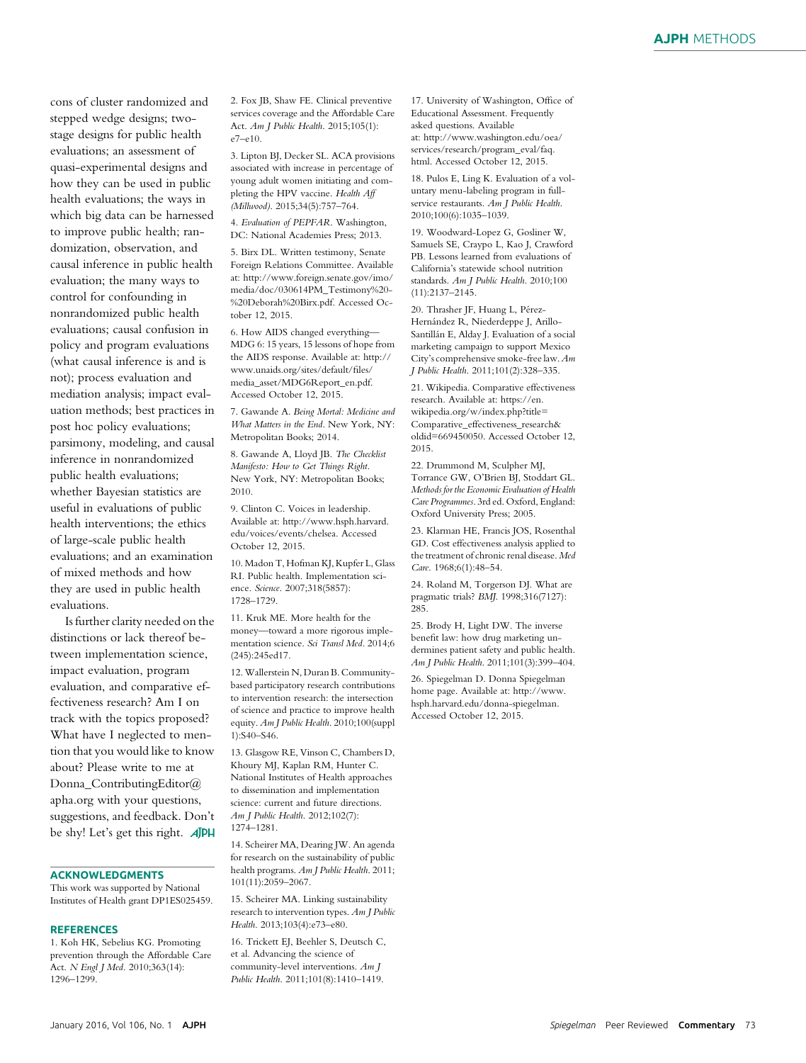cons of cluster randomized and stepped wedge designs; two-stage designs for public health evaluations; an assessment of quasi-experimental designs and how they can be used in public health evaluations; the ways in which big data can be harnessed to improve public health; randomization, observation, and causal inference in public health evaluation; the many ways to control for confounding in nonrandomized public health evaluations; causal confusion in policy and program evaluations (what causal inference is and is not); process evaluation and mediation analysis; impact evaluation methods; best practices in post hoc policy evaluations; parsimony, modeling, and causal inference in nonrandomized public health evaluations; whether Bayesian statistics are useful in evaluations of public health interventions; the ethics of large-scale public health evaluations; and an examination of mixed methods and how they are used in public health evaluations.

Is further clarity needed on the distinctions or lack thereof between implementation science, impact evaluation, program evaluation, and comparative effectiveness research? Am I on track with the topics proposed? What have I neglected to mention that you would like to know about? Please write to me at Donna_ContributingEditor@apha.org with your questions, suggestions, and feedback. Don't be shy! Let's get this right.

## ACKNOWLEDGMENTS

This work was supported by National Institutes of Health grant DP1ES025459.

## REFERENCES

1. Koh HK, Sebelius KG. Promoting prevention through the Affordable Care Act. *N Engl J Med*. 2010;363(14):1296–1299.
2. Fox JB, Shaw FE. Clinical preventive services coverage and the Affordable Care Act. *Am J Public Health*. 2015;105(1):e7–e10.
3. Lipton BJ, Decker SL. ACA provisions associated with increase in percentage of young adult women initiating and completing the HPV vaccine. *Health Aff (Millwood)*. 2015;34(5):757–764.
4. *Evaluation of PEPFAR*. Washington, DC: National Academies Press; 2013.
5. Birx DL. Written testimony, Senate Foreign Relations Committee. Available at: http://www.foreign.senate.gov/imo/media/doc/030614PM_Testimony%20-%20Deborah%20Birx.pdf. Accessed October 12, 2015.
6. How AIDS changed everything—MDG 6: 15 years, 15 lessons of hope from the AIDS response. Available at: http://www.unaids.org/sites/default/files/media_asset/MDG6Report_en.pdf. Accessed October 12, 2015.
7. Gawande A. *Being Mortal: Medicine and What Matters in the End*. New York, NY: Metropolitan Books; 2014.
8. Gawande A, Lloyd JB. *The Checklist Manifesto: How to Get Things Right*. New York, NY: Metropolitan Books; 2010.
9. Clinton C. Voices in leadership. Available at: http://www.hsph.harvard.edu/voices/events/chelsea. Accessed October 12, 2015.
10. Madon T, Hofman KJ, Kupfer L, Glass RI. Public health. Implementation science. *Science*. 2007;318(5857):1728–1729.
11. Kruk ME. More health for the money—toward a more rigorous implementation science. *Sci Transl Med*. 2014;6(245):245ed17.
12. Wallerstein N, Duran B. Community-based participatory research contributions to intervention research: the intersection of science and practice to improve health equity. *Am J Public Health*. 2010;100(suppl 1):S40–S46.
13. Glasgow RE, Vinson C, Chambers D, Khoury MJ, Kaplan RM, Hunter C. National Institutes of Health approaches to dissemination and implementation science: current and future directions. *Am J Public Health*. 2012;102(7):1274–1281.
14. Scheirer MA, Dearing JW. An agenda for research on the sustainability of public health programs. *Am J Public Health*. 2011;101(11):2059–2067.
15. Scheirer MA. Linking sustainability research to intervention types. *Am J Public Health*. 2013;103(4):e73–e80.
16. Trickett EJ, Beehler S, Deutsch C, et al. Advancing the science of community-level interventions. *Am J Public Health*. 2011;101(8):1410–1419.
17. University of Washington, Office of Educational Assessment. Frequently asked questions. Available at: http://www.washington.edu/oea/services/research/program_eval/faq.html. Accessed October 12, 2015.
18. Pulos E, Ling K. Evaluation of a voluntary menu-labeling program in full-service restaurants. *Am J Public Health*. 2010;100(6):1035–1039.
19. Woodward-Lopez G, Gosliner W, Samuels SE, Craypo L, Kao J, Crawford PB. Lessons learned from evaluations of California's statewide school nutrition standards. *Am J Public Health*. 2010;100(11):2137–2145.
20. Thrasher JF, Huang L, Pérez-Hernández R, Niederdeppe J, Arillo-Santillán E, Alday J. Evaluation of a social marketing campaign to support Mexico City's comprehensive smoke-free law. *Am J Public Health*. 2011;101(2):328–335.
21. Wikipedia. Comparative effectiveness research. Available at: https://en.wikipedia.org/w/index.php?title=Comparative_effectiveness_research&oldid=669450050. Accessed October 12, 2015.
22. Drummond M, Sculpher MJ, Torrance GW, O'Brien BJ, Stoddart GL. *Methods for the Economic Evaluation of Health Care Programmes*. 3rd ed. Oxford, England: Oxford University Press; 2005.
23. Klarman HE, Francis JOS, Rosenthal GD. Cost effectiveness analysis applied to the treatment of chronic renal disease. *Med Care*. 1968;6(1):48–54.
24. Roland M, Torgerson DJ. What are pragmatic trials? *BMJ*. 1998;316(7127):285.
25. Brody H, Light DW. The inverse benefit law: how drug marketing undermines patient safety and public health. *Am J Public Health*. 2011;101(3):399–404.
26. Spiegelman D. Donna Spiegelman home page. Available at: http://www.hsph.harvard.edu/donna-spiegelman. Accessed October 12, 2015.